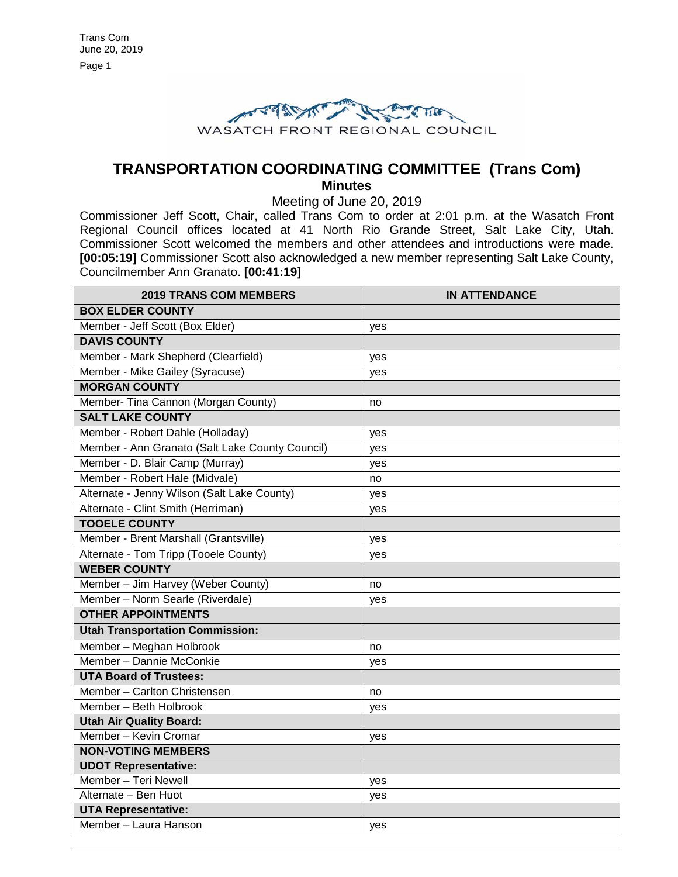WASATCH FRONT REGIONAL COUNCIL

# TRANSPORTATION COORDINATING COMMITTEE (Trans Com)

## Minutes

Meeting of June 20, 2019

Commissioner Jeff Scott, Chair, called Trans Com to order at 2:01 p.m. at the Wasatch Front Regional Council offices located at 41 North Rio Grande Street, Salt Lake City, Utah. Commissioner Scott welcomed the members and other attendees and introductions were made. **[00:05:19]** Commissioner Scott also acknowledged a new member representing Salt Lake County, Councilmember Ann Granato. **[00:41:19]**

| 2019 TRANS COM MEMBERS | IN ATTENDANCE |
|---|---|
| **BOX ELDER COUNTY** | |
| Member - Jeff Scott (Box Elder) | yes |
| **DAVIS COUNTY** | |
| Member - Mark Shepherd (Clearfield) | yes |
| Member - Mike Gailey (Syracuse) | yes |
| **MORGAN COUNTY** | |
| Member- Tina Cannon (Morgan County) | no |
| **SALT LAKE COUNTY** | |
| Member - Robert Dahle (Holladay) | yes |
| Member - Ann Granato (Salt Lake County Council) | yes |
| Member - D. Blair Camp (Murray) | yes |
| Member - Robert Hale (Midvale) | no |
| Alternate - Jenny Wilson (Salt Lake County) | yes |
| Alternate - Clint Smith (Herriman) | yes |
| **TOOELE COUNTY** | |
| Member - Brent Marshall (Grantsville) | yes |
| Alternate - Tom Tripp (Tooele County) | yes |
| **WEBER COUNTY** | |
| Member – Jim Harvey (Weber County) | no |
| Member – Norm Searle (Riverdale) | yes |
| **OTHER APPOINTMENTS** | |
| **Utah Transportation Commission:** | |
| Member – Meghan Holbrook | no |
| Member – Dannie McConkie | yes |
| **UTA Board of Trustees:** | |
| Member – Carlton Christensen | no |
| Member – Beth Holbrook | yes |
| **Utah Air Quality Board:** | |
| Member – Kevin Cromar | yes |
| **NON-VOTING MEMBERS** | |
| **UDOT Representative:** | |
| Member – Teri Newell | yes |
| Alternate – Ben Huot | yes |
| **UTA Representative:** | |
| Member – Laura Hanson | yes |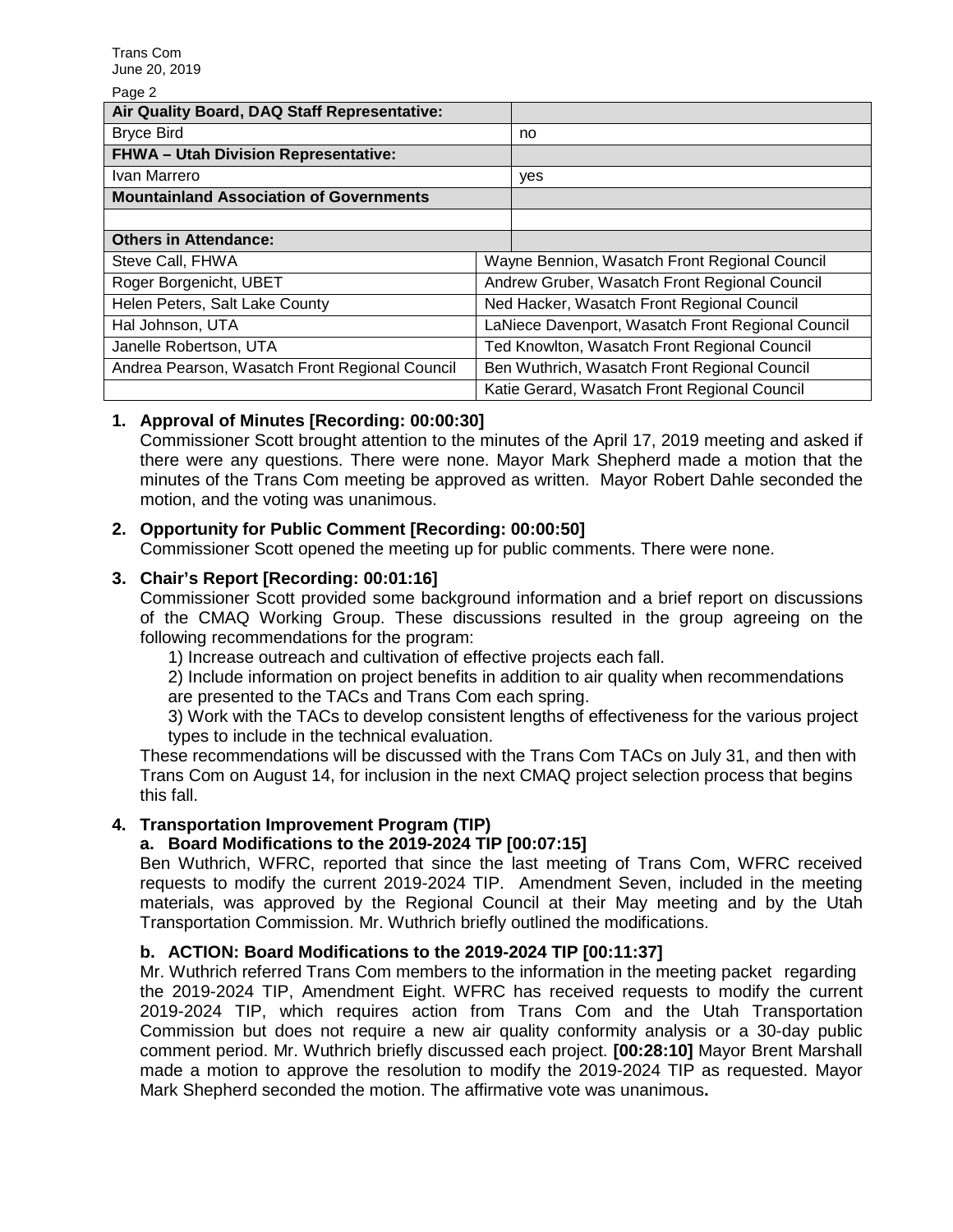| Air Quality Board, DAQ Staff Representative: | |
|---|---|
| Bryce Bird | no |
| **FHWA – Utah Division Representative:** | |
| Ivan Marrero | yes |
| **Mountainland Association of Governments** | |
| | |
| **Others in Attendance:** | |
| Steve Call, FHWA | Wayne Bennion, Wasatch Front Regional Council |
| Roger Borgenicht, UBET | Andrew Gruber, Wasatch Front Regional Council |
| Helen Peters, Salt Lake County | Ned Hacker, Wasatch Front Regional Council |
| Hal Johnson, UTA | LaNiece Davenport, Wasatch Front Regional Council |
| Janelle Robertson, UTA | Ted Knowlton, Wasatch Front Regional Council |
| Andrea Pearson, Wasatch Front Regional Council | Ben Wuthrich, Wasatch Front Regional Council |
| | Katie Gerard, Wasatch Front Regional Council |

**1. Approval of Minutes [Recording: 00:00:30]**

Commissioner Scott brought attention to the minutes of the April 17, 2019 meeting and asked if there were any questions. There were none. Mayor Mark Shepherd made a motion that the minutes of the Trans Com meeting be approved as written. Mayor Robert Dahle seconded the motion, and the voting was unanimous.

**2. Opportunity for Public Comment [Recording: 00:00:50]**

Commissioner Scott opened the meeting up for public comments. There were none.

**3. Chair's Report [Recording: 00:01:16]**

Commissioner Scott provided some background information and a brief report on discussions of the CMAQ Working Group. These discussions resulted in the group agreeing on the following recommendations for the program:

1) Increase outreach and cultivation of effective projects each fall.
2) Include information on project benefits in addition to air quality when recommendations are presented to the TACs and Trans Com each spring.
3) Work with the TACs to develop consistent lengths of effectiveness for the various project types to include in the technical evaluation.

These recommendations will be discussed with the Trans Com TACs on July 31, and then with Trans Com on August 14, for inclusion in the next CMAQ project selection process that begins this fall.

**4. Transportation Improvement Program (TIP)**

**a. Board Modifications to the 2019-2024 TIP [00:07:15]**

Ben Wuthrich, WFRC, reported that since the last meeting of Trans Com, WFRC received requests to modify the current 2019-2024 TIP. Amendment Seven, included in the meeting materials, was approved by the Regional Council at their May meeting and by the Utah Transportation Commission. Mr. Wuthrich briefly outlined the modifications.

**b. ACTION: Board Modifications to the 2019-2024 TIP [00:11:37]**

Mr. Wuthrich referred Trans Com members to the information in the meeting packet regarding the 2019-2024 TIP, Amendment Eight. WFRC has received requests to modify the current 2019-2024 TIP, which requires action from Trans Com and the Utah Transportation Commission but does not require a new air quality conformity analysis or a 30-day public comment period. Mr. Wuthrich briefly discussed each project. **[00:28:10]** Mayor Brent Marshall made a motion to approve the resolution to modify the 2019-2024 TIP as requested. Mayor Mark Shepherd seconded the motion. The affirmative vote was unanimous**.**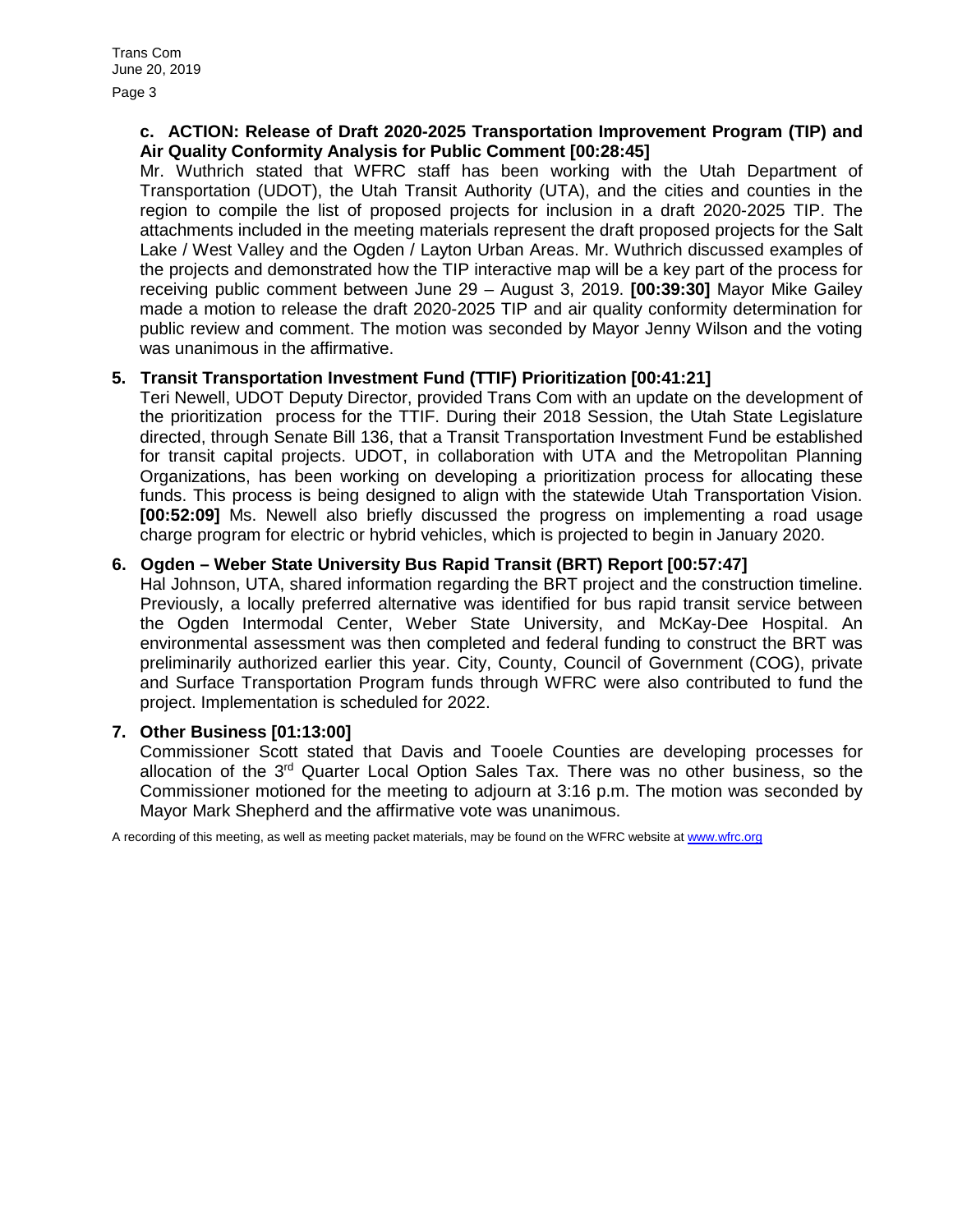**c. ACTION: Release of Draft 2020-2025 Transportation Improvement Program (TIP) and Air Quality Conformity Analysis for Public Comment [00:28:45]**

Mr. Wuthrich stated that WFRC staff has been working with the Utah Department of Transportation (UDOT), the Utah Transit Authority (UTA), and the cities and counties in the region to compile the list of proposed projects for inclusion in a draft 2020-2025 TIP. The attachments included in the meeting materials represent the draft proposed projects for the Salt Lake / West Valley and the Ogden / Layton Urban Areas. Mr. Wuthrich discussed examples of the projects and demonstrated how the TIP interactive map will be a key part of the process for receiving public comment between June 29 – August 3, 2019. **[00:39:30]** Mayor Mike Gailey made a motion to release the draft 2020-2025 TIP and air quality conformity determination for public review and comment. The motion was seconded by Mayor Jenny Wilson and the voting was unanimous in the affirmative.

**5. Transit Transportation Investment Fund (TTIF) Prioritization [00:41:21]**

Teri Newell, UDOT Deputy Director, provided Trans Com with an update on the development of the prioritization process for the TTIF. During their 2018 Session, the Utah State Legislature directed, through Senate Bill 136, that a Transit Transportation Investment Fund be established for transit capital projects. UDOT, in collaboration with UTA and the Metropolitan Planning Organizations, has been working on developing a prioritization process for allocating these funds. This process is being designed to align with the statewide Utah Transportation Vision. **[00:52:09]** Ms. Newell also briefly discussed the progress on implementing a road usage charge program for electric or hybrid vehicles, which is projected to begin in January 2020.

**6. Ogden – Weber State University Bus Rapid Transit (BRT) Report [00:57:47]**

Hal Johnson, UTA, shared information regarding the BRT project and the construction timeline. Previously, a locally preferred alternative was identified for bus rapid transit service between the Ogden Intermodal Center, Weber State University, and McKay-Dee Hospital. An environmental assessment was then completed and federal funding to construct the BRT was preliminarily authorized earlier this year. City, County, Council of Government (COG), private and Surface Transportation Program funds through WFRC were also contributed to fund the project. Implementation is scheduled for 2022.

**7. Other Business [01:13:00]**

Commissioner Scott stated that Davis and Tooele Counties are developing processes for allocation of the 3rd Quarter Local Option Sales Tax. There was no other business, so the Commissioner motioned for the meeting to adjourn at 3:16 p.m. The motion was seconded by Mayor Mark Shepherd and the affirmative vote was unanimous.

A recording of this meeting, as well as meeting packet materials, may be found on the WFRC website at www.wfrc.org